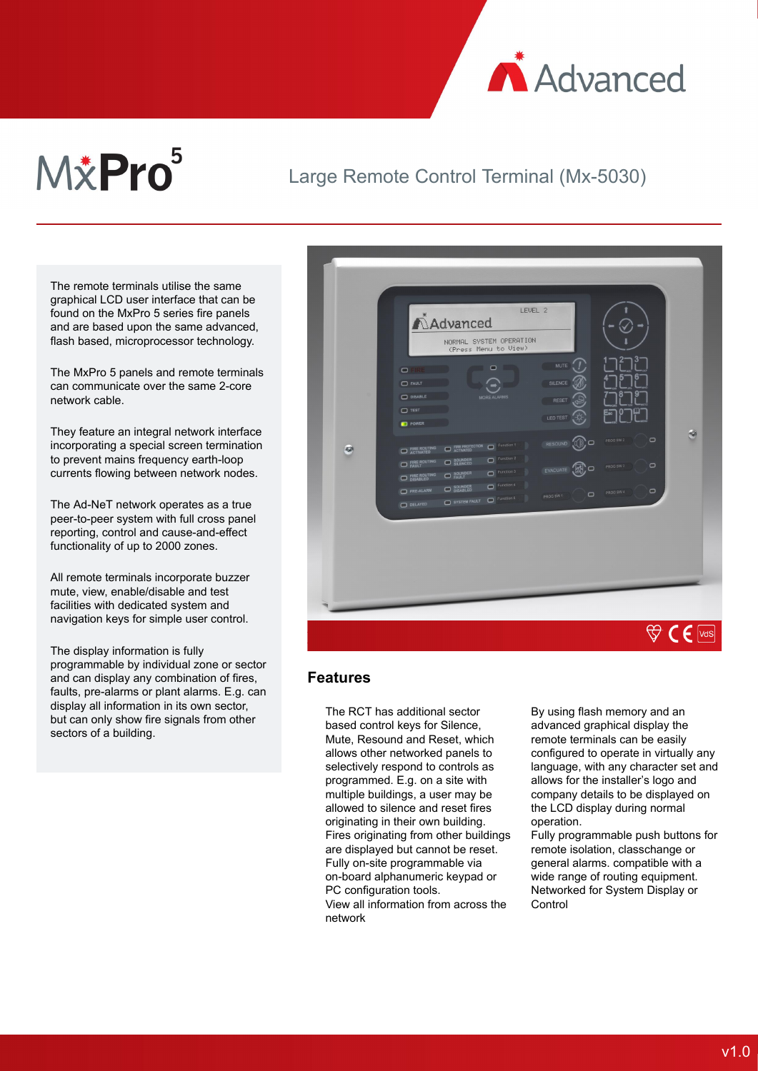# MxPro 5

## Large Remote Control Terminal (Mx-5030)

The remote terminals utilise the same graphical LCD user interface that can be found on the MxPro 5 series fire panels and are based upon the same advanced, flash based, microprocessor technology.

The MxPro 5 panels and remote terminals can communicate over the same 2-core network cable.

They feature an integral network interface incorporating a special screen termination to prevent mains frequency earth-loop currents flowing between network nodes.

The Ad-NeT network operates as a true peer-to-peer system with full cross panel reporting, control and cause-and-effect functionality of up to 2000 zones.

All remote terminals incorporate buzzer mute, view, enable/disable and test facilities with dedicated system and navigation keys for simple user control.

The display information is fully programmable by individual zone or sector and can display any combination of fires, faults, pre-alarms or plant alarms. E.g. can display all information in its own sector, but can only show fire signals from other sectors of a building.

## Features

The RCT has additional sector based control keys for Silence, Mute, Resound and Reset, which allows other networked panels to selectively respond to controls as programmed. E.g. on a site with multiple buildings, a user may be allowed to silence and reset fires originating in their own building. Fires originating from other buildings are displayed but cannot be reset.
Fully on-site programmable via on-board alphanumeric keypad or PC configuration tools.
View all information from across the network

By using flash memory and an advanced graphical display the remote terminals can be easily configured to operate in virtually any language, with any character set and allows for the installer's logo and company details to be displayed on the LCD display during normal operation.
Fully programmable push buttons for remote isolation, classchange or general alarms. compatible with a wide range of routing equipment.
Networked for System Display or Control

v1.0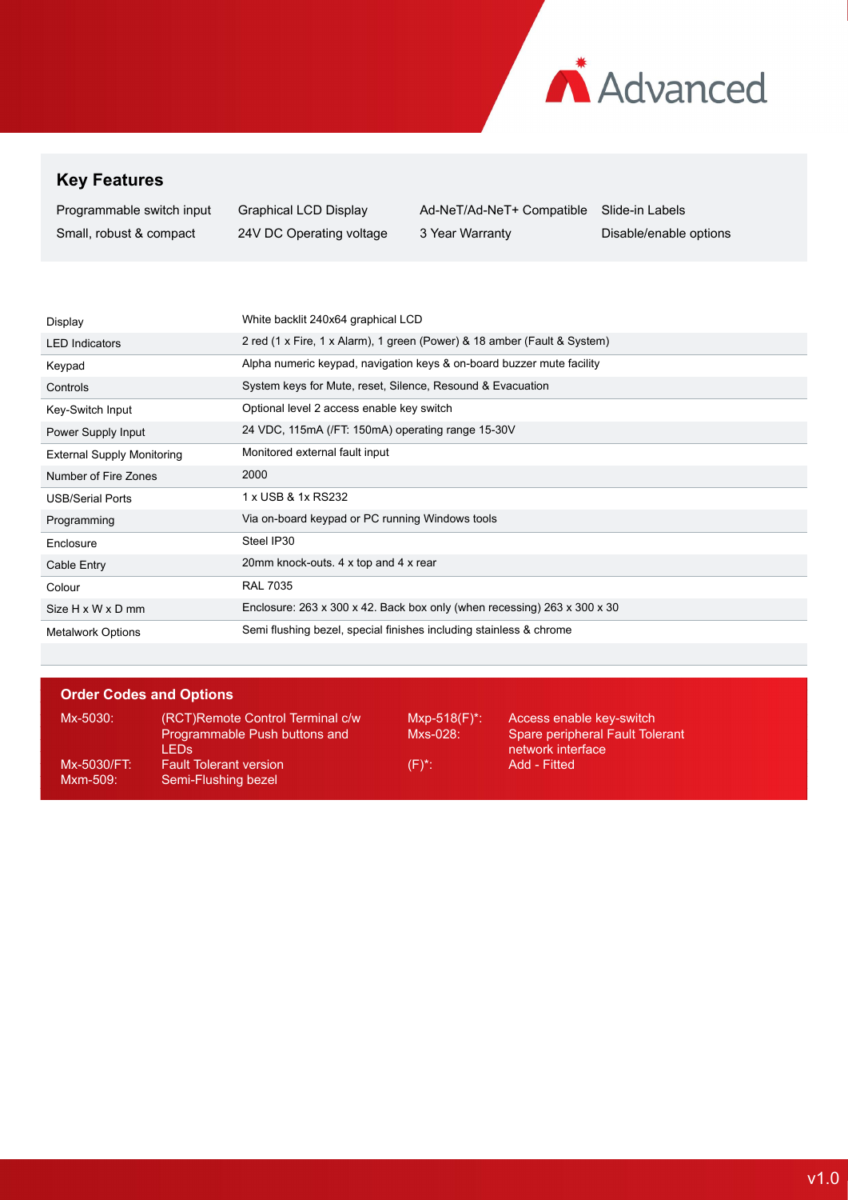## Key Features

- Programmable switch input
- Small, robust & compact
- Graphical LCD Display
- 24V DC Operating voltage
- Ad-NeT/Ad-NeT+ Compatible
- 3 Year Warranty
- Slide-in Labels
- Disable/enable options

| | |
|---|---|
| Display | White backlit 240x64 graphical LCD |
| LED Indicators | 2 red (1 x Fire, 1 x Alarm), 1 green (Power) & 18 amber (Fault & System) |
| Keypad | Alpha numeric keypad, navigation keys & on-board buzzer mute facility |
| Controls | System keys for Mute, reset, Silence, Resound & Evacuation |
| Key-Switch Input | Optional level 2 access enable key switch |
| Power Supply Input | 24 VDC, 115mA (/FT: 150mA) operating range 15-30V |
| External Supply Monitoring | Monitored external fault input |
| Number of Fire Zones | 2000 |
| USB/Serial Ports | 1 x USB & 1x RS232 |
| Programming | Via on-board keypad or PC running Windows tools |
| Enclosure | Steel IP30 |
| Cable Entry | 20mm knock-outs. 4 x top and 4 x rear |
| Colour | RAL 7035 |
| Size H x W x D mm | Enclosure: 263 x 300 x 42. Back box only (when recessing) 263 x 300 x 30 |
| Metalwork Options | Semi flushing bezel, special finishes including stainless & chrome |

## Order Codes and Options

| | |
|---|---|
| Mx-5030: | (RCT)Remote Control Terminal c/w Programmable Push buttons and LEDs |
| Mx-5030/FT: | Fault Tolerant version |
| Mxm-509: | Semi-Flushing bezel |
| Mxp-518(F)*: | Access enable key-switch |
| Mxs-028: | Spare peripheral Fault Tolerant network interface |
| (F)*: | Add - Fitted |

v1.0